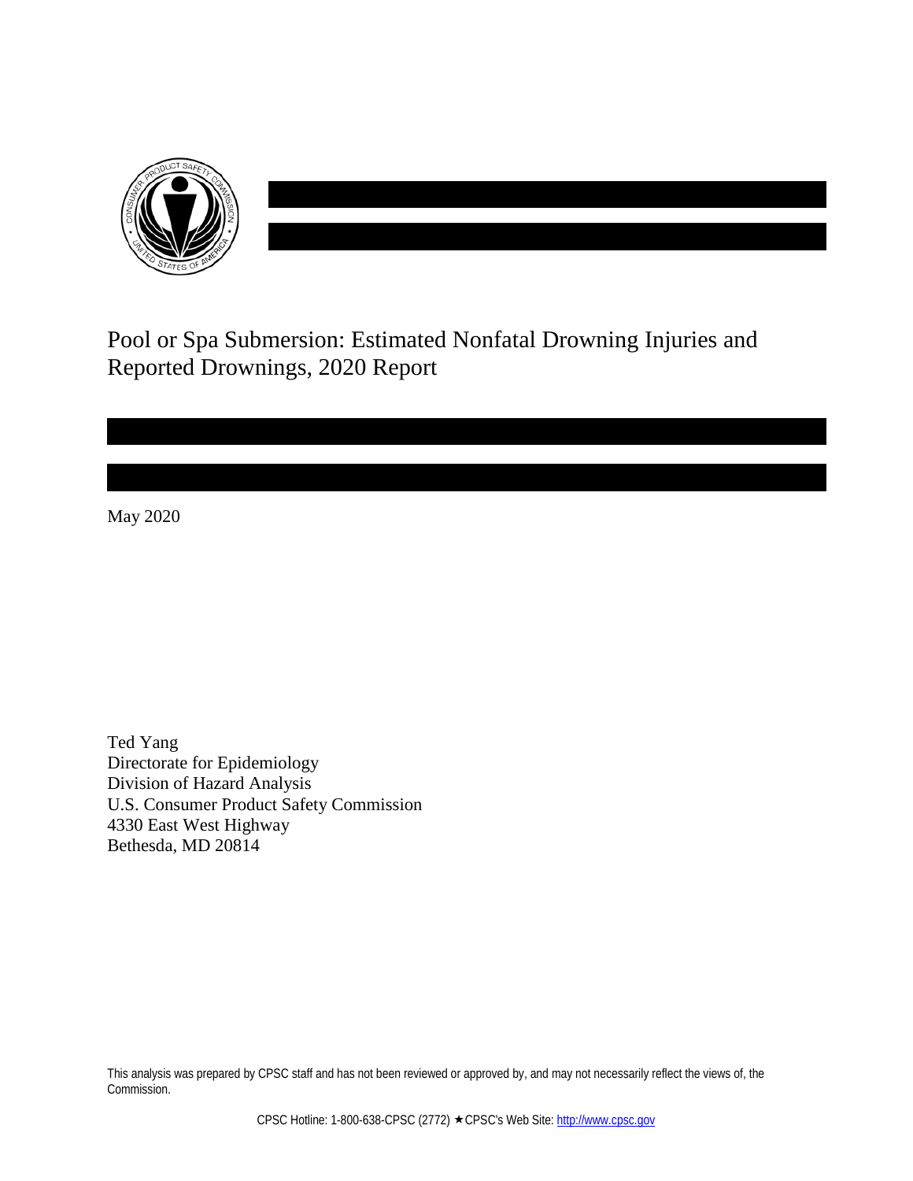# Pool or Spa Submersion: Estimated Nonfatal Drowning Injuries and Reported Drownings, 2020 Report

May 2020

Ted Yang
Directorate for Epidemiology
Division of Hazard Analysis
U.S. Consumer Product Safety Commission
4330 East West Highway
Bethesda, MD 20814

This analysis was prepared by CPSC staff and has not been reviewed or approved by, and may not necessarily reflect the views of, the Commission.

CPSC Hotline: 1-800-638-CPSC (2772) ★CPSC's Web Site: http://www.cpsc.gov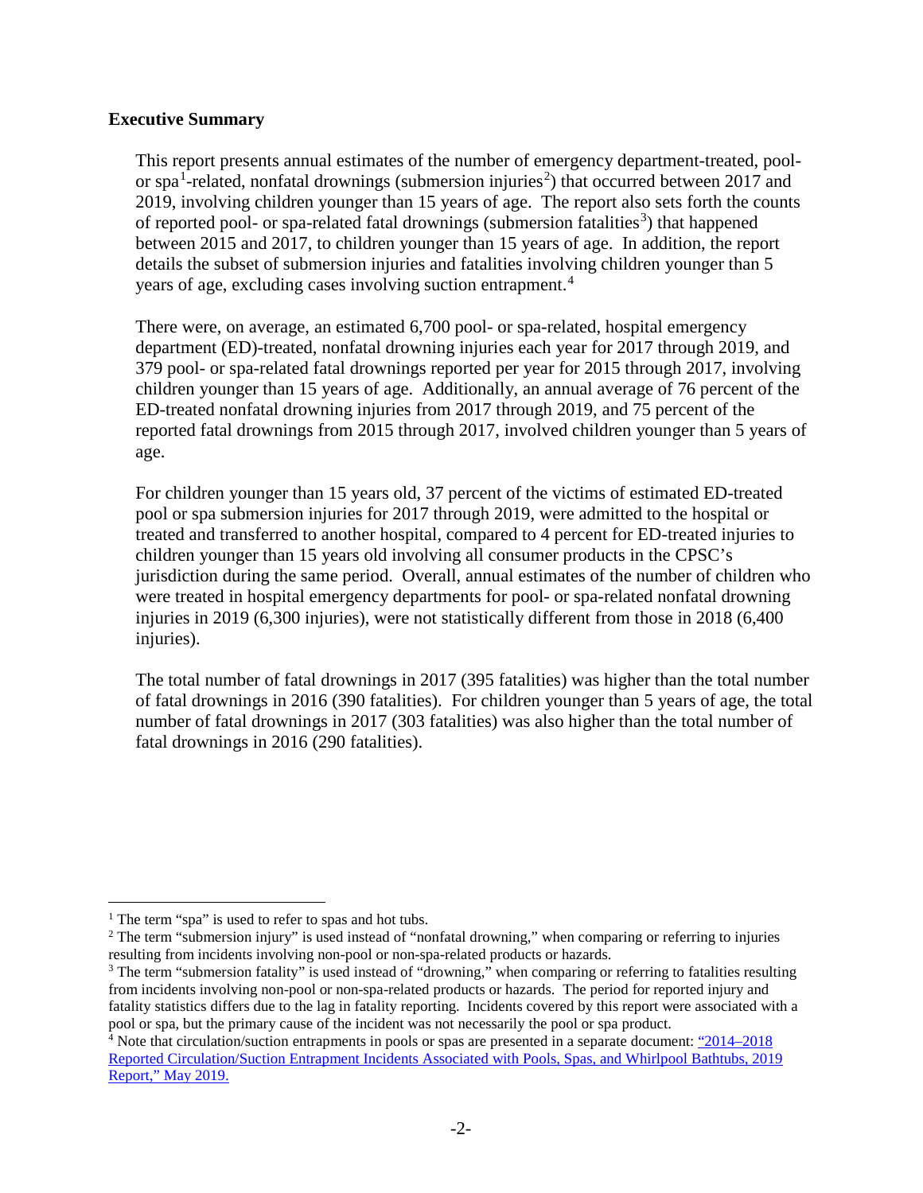**Executive Summary**

This report presents annual estimates of the number of emergency department-treated, pool- or spa[1]-related, nonfatal drownings (submersion injuries[2]) that occurred between 2017 and 2019, involving children younger than 15 years of age. The report also sets forth the counts of reported pool- or spa-related fatal drownings (submersion fatalities[3]) that happened between 2015 and 2017, to children younger than 15 years of age. In addition, the report details the subset of submersion injuries and fatalities involving children younger than 5 years of age, excluding cases involving suction entrapment.[4]

There were, on average, an estimated 6,700 pool- or spa-related, hospital emergency department (ED)-treated, nonfatal drowning injuries each year for 2017 through 2019, and 379 pool- or spa-related fatal drownings reported per year for 2015 through 2017, involving children younger than 15 years of age. Additionally, an annual average of 76 percent of the ED-treated nonfatal drowning injuries from 2017 through 2019, and 75 percent of the reported fatal drownings from 2015 through 2017, involved children younger than 5 years of age.

For children younger than 15 years old, 37 percent of the victims of estimated ED-treated pool or spa submersion injuries for 2017 through 2019, were admitted to the hospital or treated and transferred to another hospital, compared to 4 percent for ED-treated injuries to children younger than 15 years old involving all consumer products in the CPSC's jurisdiction during the same period. Overall, annual estimates of the number of children who were treated in hospital emergency departments for pool- or spa-related nonfatal drowning injuries in 2019 (6,300 injuries), were not statistically different from those in 2018 (6,400 injuries).

The total number of fatal drownings in 2017 (395 fatalities) was higher than the total number of fatal drownings in 2016 (390 fatalities). For children younger than 5 years of age, the total number of fatal drownings in 2017 (303 fatalities) was also higher than the total number of fatal drownings in 2016 (290 fatalities).

---

[1] The term "spa" is used to refer to spas and hot tubs.

[2] The term "submersion injury" is used instead of "nonfatal drowning," when comparing or referring to injuries resulting from incidents involving non-pool or non-spa-related products or hazards.

[3] The term "submersion fatality" is used instead of "drowning," when comparing or referring to fatalities resulting from incidents involving non-pool or non-spa-related products or hazards. The period for reported injury and fatality statistics differs due to the lag in fatality reporting. Incidents covered by this report were associated with a pool or spa, but the primary cause of the incident was not necessarily the pool or spa product.

[4] Note that circulation/suction entrapments in pools or spas are presented in a separate document: "2014–2018 Reported Circulation/Suction Entrapment Incidents Associated with Pools, Spas, and Whirlpool Bathtubs, 2019 Report," May 2019.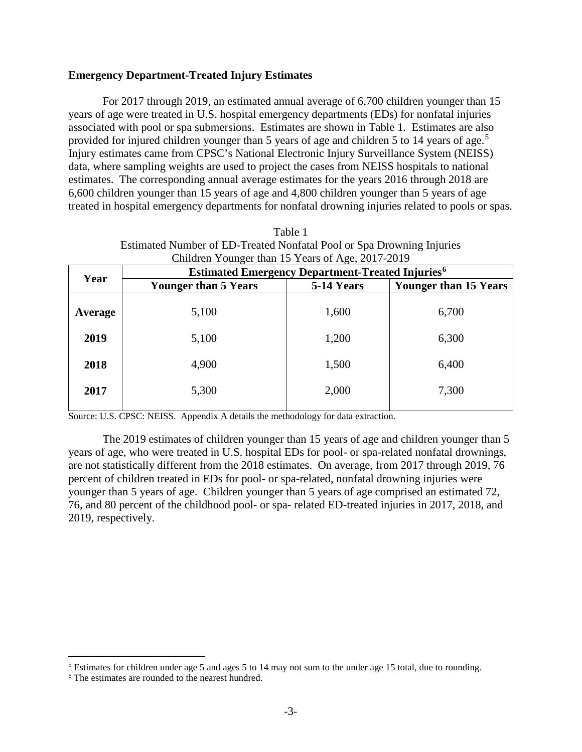**Emergency Department-Treated Injury Estimates**

For 2017 through 2019, an estimated annual average of 6,700 children younger than 15 years of age were treated in U.S. hospital emergency departments (EDs) for nonfatal injuries associated with pool or spa submersions. Estimates are shown in Table 1. Estimates are also provided for injured children younger than 5 years of age and children 5 to 14 years of age.[5] Injury estimates came from CPSC's National Electronic Injury Surveillance System (NEISS) data, where sampling weights are used to project the cases from NEISS hospitals to national estimates. The corresponding annual average estimates for the years 2016 through 2018 are 6,600 children younger than 15 years of age and 4,800 children younger than 5 years of age treated in hospital emergency departments for nonfatal drowning injuries related to pools or spas.

Table 1
Estimated Number of ED-Treated Nonfatal Pool or Spa Drowning Injuries
Children Younger than 15 Years of Age, 2017-2019

| Year | Estimated Emergency Department-Treated Injuries[6] | | |
|---|---|---|---|
| | Younger than 5 Years | 5-14 Years | Younger than 15 Years |
| **Average** | 5,100 | 1,600 | 6,700 |
| **2019** | 5,100 | 1,200 | 6,300 |
| **2018** | 4,900 | 1,500 | 6,400 |
| **2017** | 5,300 | 2,000 | 7,300 |

Source: U.S. CPSC: NEISS. Appendix A details the methodology for data extraction.

The 2019 estimates of children younger than 15 years of age and children younger than 5 years of age, who were treated in U.S. hospital EDs for pool- or spa-related nonfatal drownings, are not statistically different from the 2018 estimates. On average, from 2017 through 2019, 76 percent of children treated in EDs for pool- or spa-related, nonfatal drowning injuries were younger than 5 years of age. Children younger than 5 years of age comprised an estimated 72, 76, and 80 percent of the childhood pool- or spa- related ED-treated injuries in 2017, 2018, and 2019, respectively.

[5] Estimates for children under age 5 and ages 5 to 14 may not sum to the under age 15 total, due to rounding.

[6] The estimates are rounded to the nearest hundred.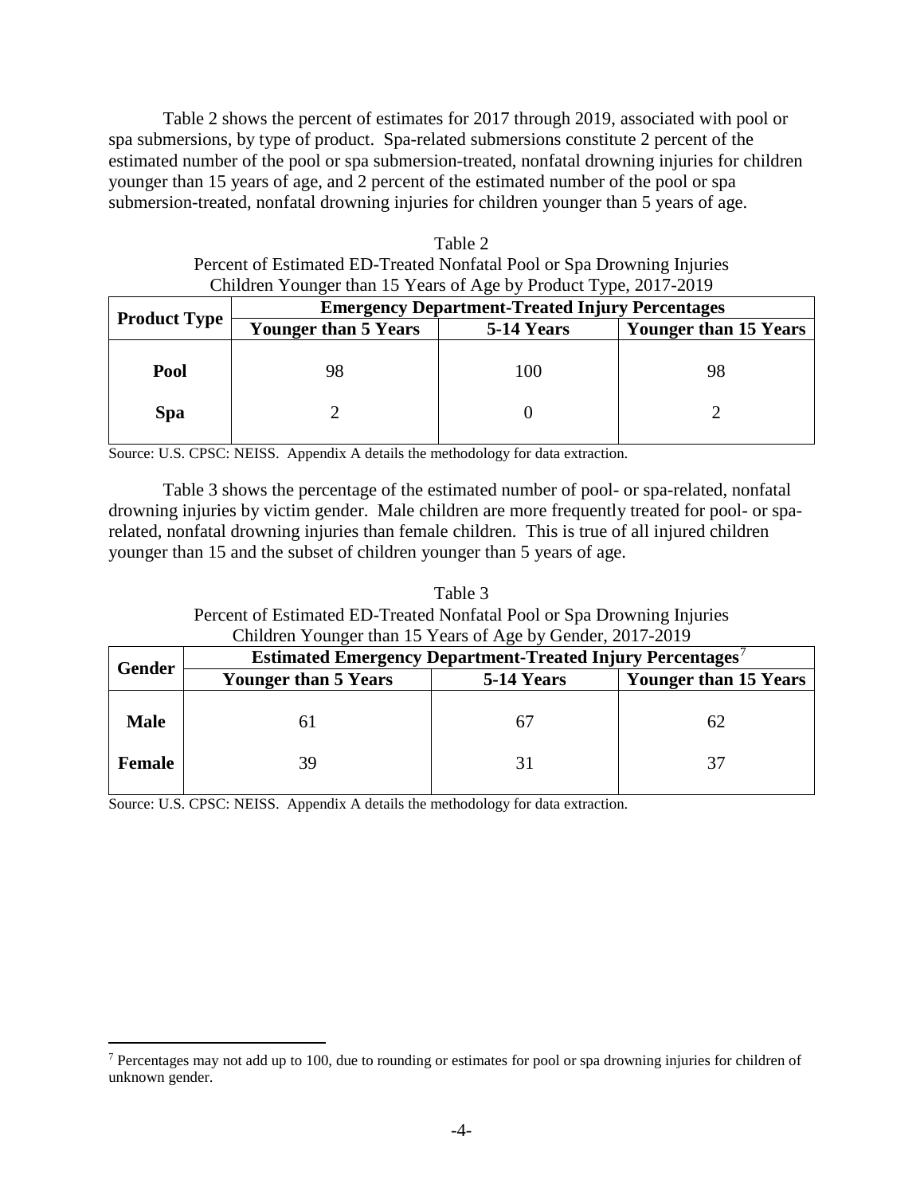Table 2 shows the percent of estimates for 2017 through 2019, associated with pool or spa submersions, by type of product. Spa-related submersions constitute 2 percent of the estimated number of the pool or spa submersion-treated, nonfatal drowning injuries for children younger than 15 years of age, and 2 percent of the estimated number of the pool or spa submersion-treated, nonfatal drowning injuries for children younger than 5 years of age.

Table 2
Percent of Estimated ED-Treated Nonfatal Pool or Spa Drowning Injuries
Children Younger than 15 Years of Age by Product Type, 2017-2019

| Product Type | Emergency Department-Treated Injury Percentages | | |
|---|---|---|---|
| | **Younger than 5 Years** | **5-14 Years** | **Younger than 15 Years** |
| **Pool** | 98 | 100 | 98 |
| **Spa** | 2 | 0 | 2 |

Source: U.S. CPSC: NEISS. Appendix A details the methodology for data extraction.

Table 3 shows the percentage of the estimated number of pool- or spa-related, nonfatal drowning injuries by victim gender. Male children are more frequently treated for pool- or spa-related, nonfatal drowning injuries than female children. This is true of all injured children younger than 15 and the subset of children younger than 5 years of age.

Table 3
Percent of Estimated ED-Treated Nonfatal Pool or Spa Drowning Injuries
Children Younger than 15 Years of Age by Gender, 2017-2019

| Gender | Estimated Emergency Department-Treated Injury Percentages[7] | | |
|---|---|---|---|
| | **Younger than 5 Years** | **5-14 Years** | **Younger than 15 Years** |
| **Male** | 61 | 67 | 62 |
| **Female** | 39 | 31 | 37 |

Source: U.S. CPSC: NEISS. Appendix A details the methodology for data extraction.

[7] Percentages may not add up to 100, due to rounding or estimates for pool or spa drowning injuries for children of unknown gender.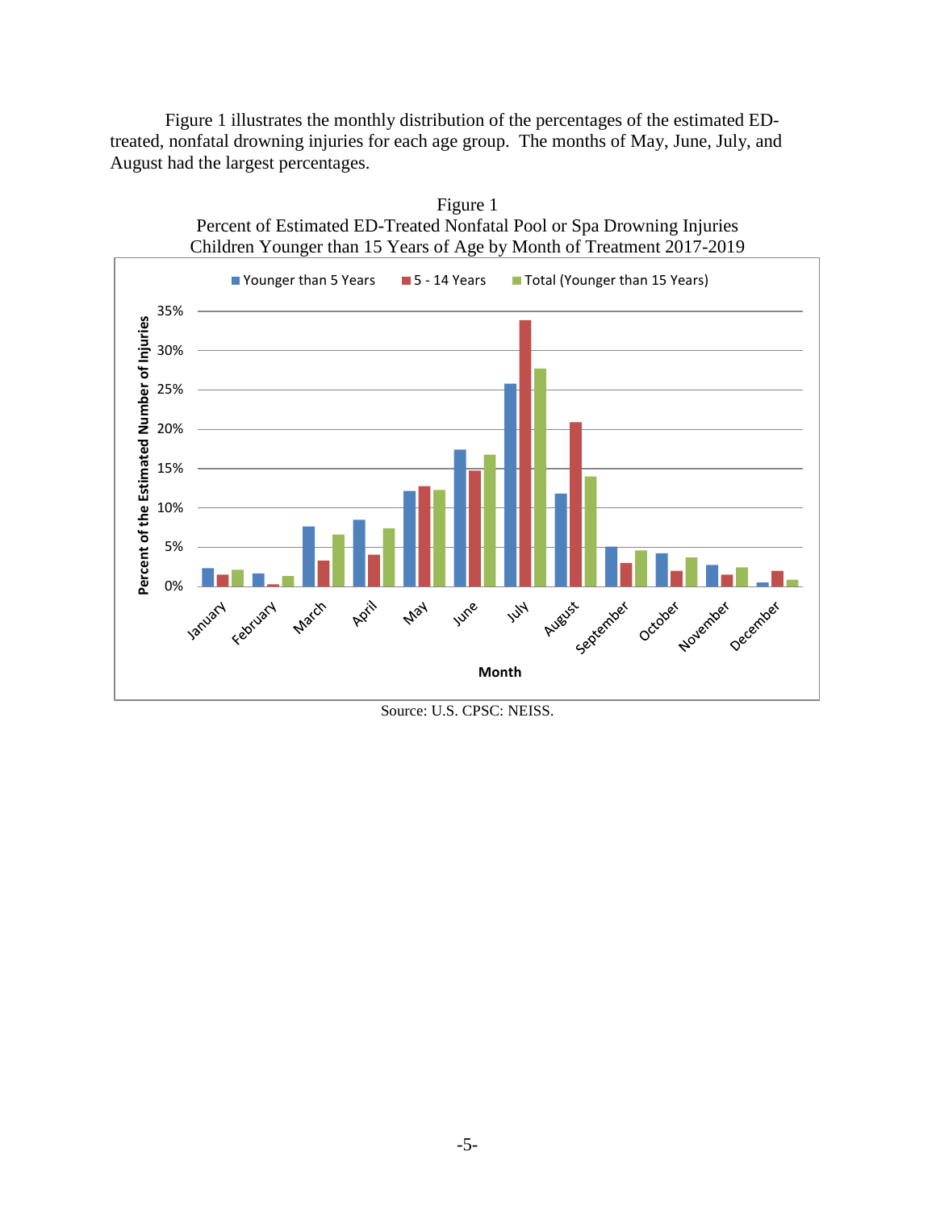Figure 1 illustrates the monthly distribution of the percentages of the estimated ED-treated, nonfatal drowning injuries for each age group. The months of May, June, July, and August had the largest percentages.

Figure 1
Percent of Estimated ED-Treated Nonfatal Pool or Spa Drowning Injuries
Children Younger than 15 Years of Age by Month of Treatment 2017-2019

Source: U.S. CPSC: NEISS.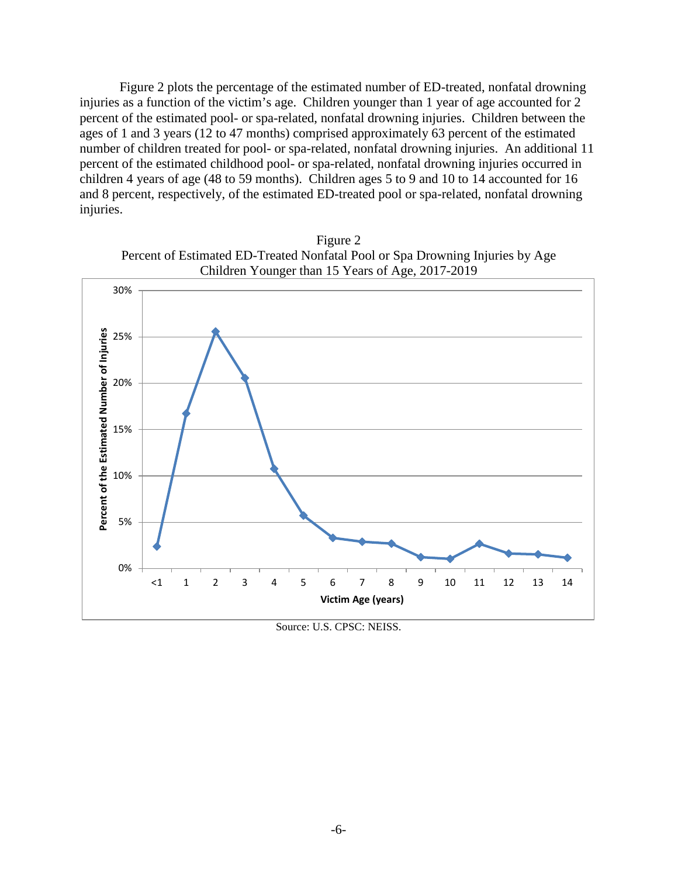Figure 2 plots the percentage of the estimated number of ED-treated, nonfatal drowning injuries as a function of the victim's age. Children younger than 1 year of age accounted for 2 percent of the estimated pool- or spa-related, nonfatal drowning injuries. Children between the ages of 1 and 3 years (12 to 47 months) comprised approximately 63 percent of the estimated number of children treated for pool- or spa-related, nonfatal drowning injuries. An additional 11 percent of the estimated childhood pool- or spa-related, nonfatal drowning injuries occurred in children 4 years of age (48 to 59 months). Children ages 5 to 9 and 10 to 14 accounted for 16 and 8 percent, respectively, of the estimated ED-treated pool or spa-related, nonfatal drowning injuries.

Figure 2
Percent of Estimated ED-Treated Nonfatal Pool or Spa Drowning Injuries by Age
Children Younger than 15 Years of Age, 2017-2019

Source: U.S. CPSC: NEISS.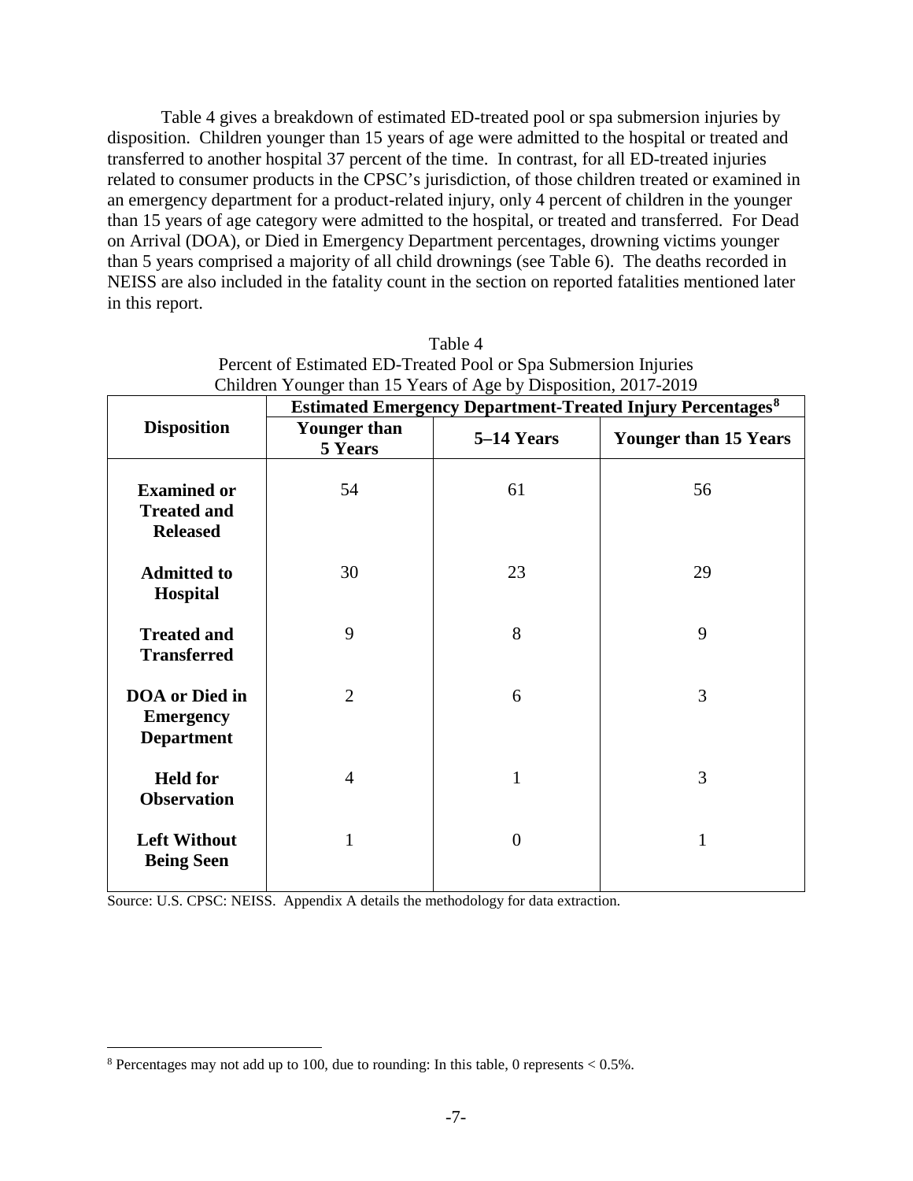Table 4 gives a breakdown of estimated ED-treated pool or spa submersion injuries by disposition. Children younger than 15 years of age were admitted to the hospital or treated and transferred to another hospital 37 percent of the time. In contrast, for all ED-treated injuries related to consumer products in the CPSC's jurisdiction, of those children treated or examined in an emergency department for a product-related injury, only 4 percent of children in the younger than 15 years of age category were admitted to the hospital, or treated and transferred. For Dead on Arrival (DOA), or Died in Emergency Department percentages, drowning victims younger than 5 years comprised a majority of all child drownings (see Table 6). The deaths recorded in NEISS are also included in the fatality count in the section on reported fatalities mentioned later in this report.

Table 4
Percent of Estimated ED-Treated Pool or Spa Submersion Injuries
Children Younger than 15 Years of Age by Disposition, 2017-2019

| Disposition | Estimated Emergency Department-Treated Injury Percentages[8] | | |
|---|---|---|---|
| | Younger than 5 Years | 5–14 Years | Younger than 15 Years |
| **Examined or Treated and Released** | 54 | 61 | 56 |
| **Admitted to Hospital** | 30 | 23 | 29 |
| **Treated and Transferred** | 9 | 8 | 9 |
| **DOA or Died in Emergency Department** | 2 | 6 | 3 |
| **Held for Observation** | 4 | 1 | 3 |
| **Left Without Being Seen** | 1 | 0 | 1 |

Source: U.S. CPSC: NEISS. Appendix A details the methodology for data extraction.

[8] Percentages may not add up to 100, due to rounding: In this table, 0 represents < 0.5%.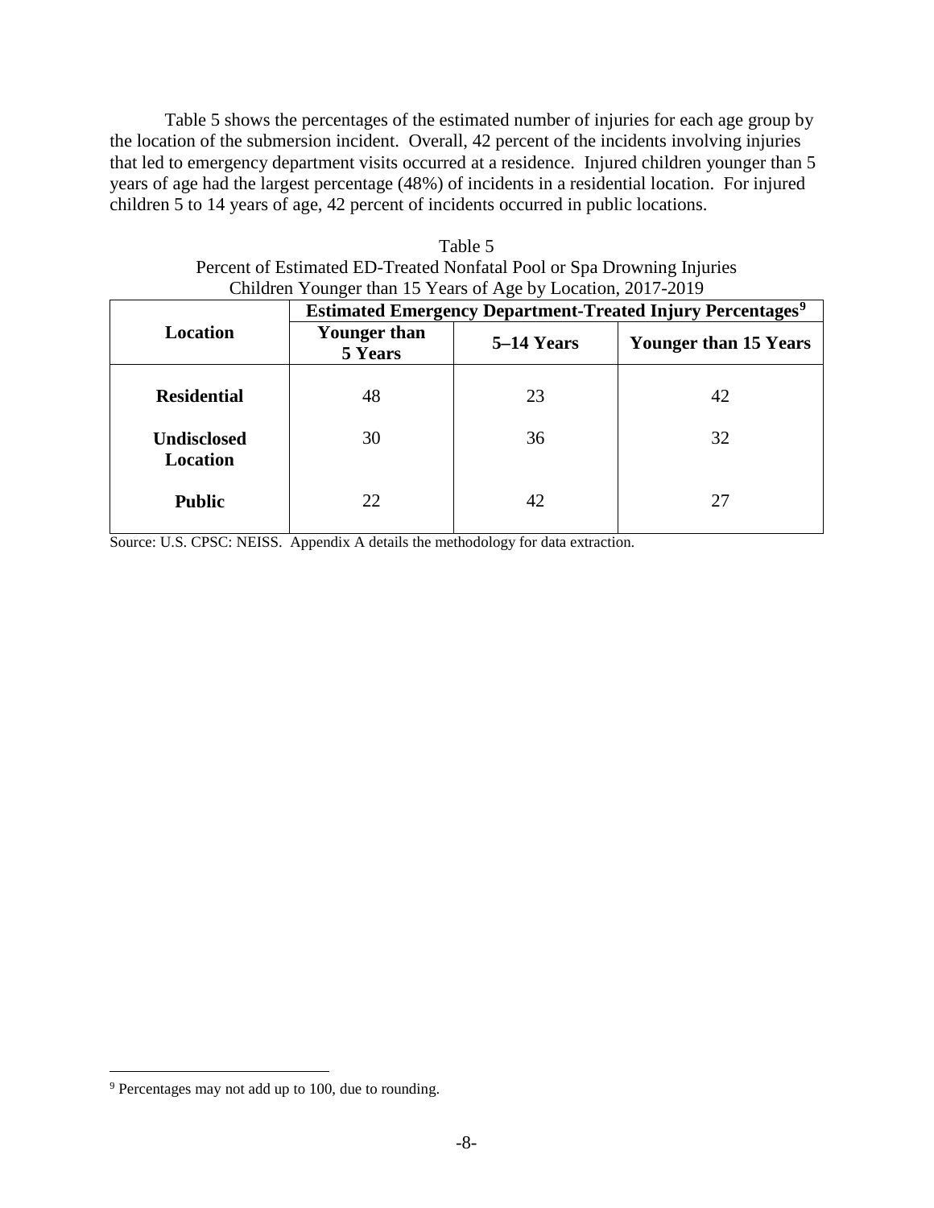Table 5 shows the percentages of the estimated number of injuries for each age group by the location of the submersion incident. Overall, 42 percent of the incidents involving injuries that led to emergency department visits occurred at a residence. Injured children younger than 5 years of age had the largest percentage (48%) of incidents in a residential location. For injured children 5 to 14 years of age, 42 percent of incidents occurred in public locations.

Table 5
Percent of Estimated ED-Treated Nonfatal Pool or Spa Drowning Injuries
Children Younger than 15 Years of Age by Location, 2017-2019

| Location | Estimated Emergency Department-Treated Injury Percentages[9] | | |
|---|---|---|---|
| | Younger than 5 Years | 5–14 Years | Younger than 15 Years |
| **Residential** | 48 | 23 | 42 |
| **Undisclosed Location** | 30 | 36 | 32 |
| **Public** | 22 | 42 | 27 |

Source: U.S. CPSC: NEISS. Appendix A details the methodology for data extraction.

[9] Percentages may not add up to 100, due to rounding.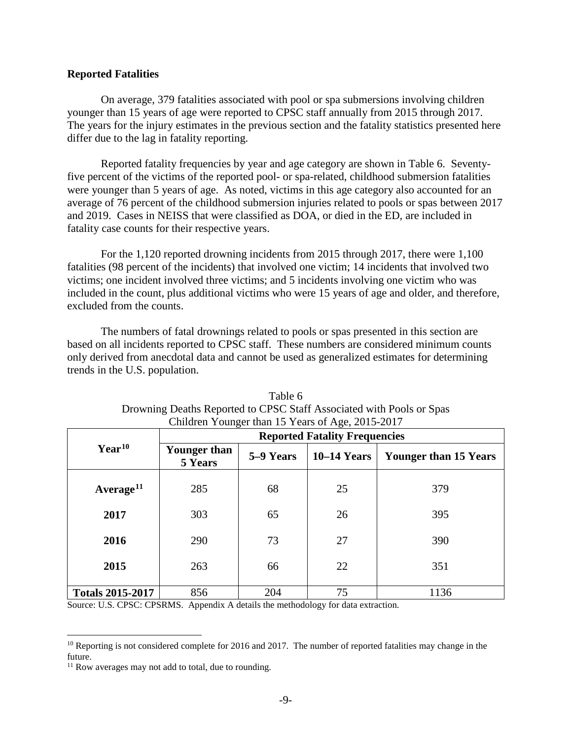**Reported Fatalities**

On average, 379 fatalities associated with pool or spa submersions involving children younger than 15 years of age were reported to CPSC staff annually from 2015 through 2017. The years for the injury estimates in the previous section and the fatality statistics presented here differ due to the lag in fatality reporting.

Reported fatality frequencies by year and age category are shown in Table 6. Seventy-five percent of the victims of the reported pool- or spa-related, childhood submersion fatalities were younger than 5 years of age. As noted, victims in this age category also accounted for an average of 76 percent of the childhood submersion injuries related to pools or spas between 2017 and 2019. Cases in NEISS that were classified as DOA, or died in the ED, are included in fatality case counts for their respective years.

For the 1,120 reported drowning incidents from 2015 through 2017, there were 1,100 fatalities (98 percent of the incidents) that involved one victim; 14 incidents that involved two victims; one incident involved three victims; and 5 incidents involving one victim who was included in the count, plus additional victims who were 15 years of age and older, and therefore, excluded from the counts.

The numbers of fatal drownings related to pools or spas presented in this section are based on all incidents reported to CPSC staff. These numbers are considered minimum counts only derived from anecdotal data and cannot be used as generalized estimates for determining trends in the U.S. population.

Table 6
Drowning Deaths Reported to CPSC Staff Associated with Pools or Spas
Children Younger than 15 Years of Age, 2015-2017

| Year[10] | Reported Fatality Frequencies | | | |
|---|---|---|---|---|
| | Younger than 5 Years | 5–9 Years | 10–14 Years | Younger than 15 Years |
| **Average[11]** | 285 | 68 | 25 | 379 |
| **2017** | 303 | 65 | 26 | 395 |
| **2016** | 290 | 73 | 27 | 390 |
| **2015** | 263 | 66 | 22 | 351 |
| **Totals 2015-2017** | 856 | 204 | 75 | 1136 |

Source: U.S. CPSC: CPSRMS. Appendix A details the methodology for data extraction.

[10] Reporting is not considered complete for 2016 and 2017. The number of reported fatalities may change in the future.

[11] Row averages may not add to total, due to rounding.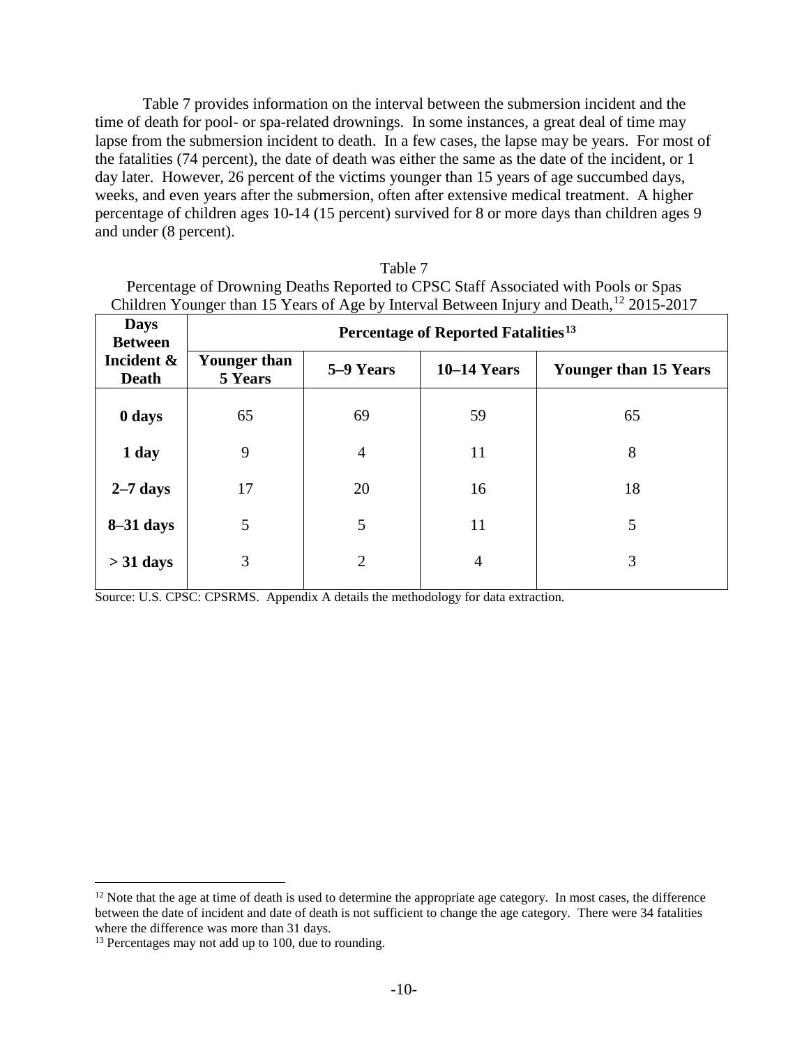Table 7 provides information on the interval between the submersion incident and the time of death for pool- or spa-related drownings. In some instances, a great deal of time may lapse from the submersion incident to death. In a few cases, the lapse may be years. For most of the fatalities (74 percent), the date of death was either the same as the date of the incident, or 1 day later. However, 26 percent of the victims younger than 15 years of age succumbed days, weeks, and even years after the submersion, often after extensive medical treatment. A higher percentage of children ages 10-14 (15 percent) survived for 8 or more days than children ages 9 and under (8 percent).

Table 7
Percentage of Drowning Deaths Reported to CPSC Staff Associated with Pools or Spas
Children Younger than 15 Years of Age by Interval Between Injury and Death,[12] 2015-2017

| Days Between Incident & Death | Percentage of Reported Fatalities[13] | | | |
|---|---|---|---|---|
| | **Younger than 5 Years** | **5–9 Years** | **10–14 Years** | **Younger than 15 Years** |
| **0 days** | 65 | 69 | 59 | 65 |
| **1 day** | 9 | 4 | 11 | 8 |
| **2–7 days** | 17 | 20 | 16 | 18 |
| **8–31 days** | 5 | 5 | 11 | 5 |
| **> 31 days** | 3 | 2 | 4 | 3 |

Source: U.S. CPSC: CPSRMS. Appendix A details the methodology for data extraction.

[12] Note that the age at time of death is used to determine the appropriate age category. In most cases, the difference between the date of incident and date of death is not sufficient to change the age category. There were 34 fatalities where the difference was more than 31 days.

[13] Percentages may not add up to 100, due to rounding.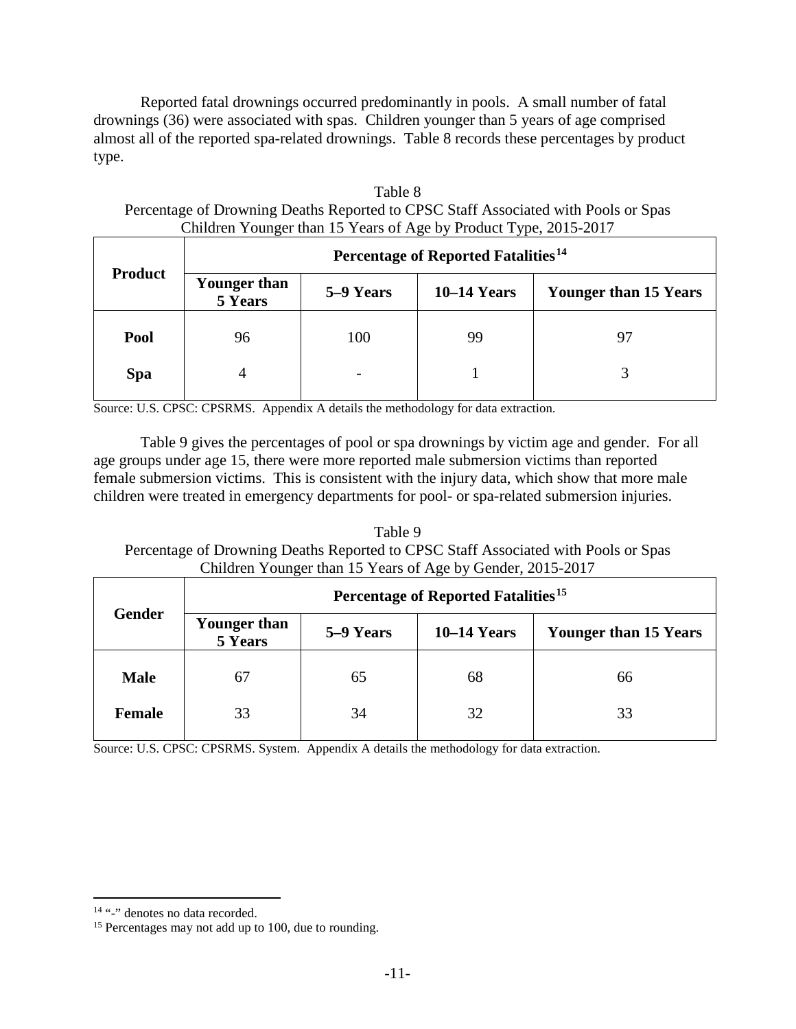Reported fatal drownings occurred predominantly in pools. A small number of fatal drownings (36) were associated with spas. Children younger than 5 years of age comprised almost all of the reported spa-related drownings. Table 8 records these percentages by product type.

Table 8
Percentage of Drowning Deaths Reported to CPSC Staff Associated with Pools or Spas
Children Younger than 15 Years of Age by Product Type, 2015-2017

| Product | Percentage of Reported Fatalities[14] | | | |
|---|---|---|---|---|
| | Younger than 5 Years | 5–9 Years | 10–14 Years | Younger than 15 Years |
| **Pool** | 96 | 100 | 99 | 97 |
| **Spa** | 4 | - | 1 | 3 |

Source: U.S. CPSC: CPSRMS. Appendix A details the methodology for data extraction.

Table 9 gives the percentages of pool or spa drownings by victim age and gender. For all age groups under age 15, there were more reported male submersion victims than reported female submersion victims. This is consistent with the injury data, which show that more male children were treated in emergency departments for pool- or spa-related submersion injuries.

Table 9
Percentage of Drowning Deaths Reported to CPSC Staff Associated with Pools or Spas
Children Younger than 15 Years of Age by Gender, 2015-2017

| Gender | Percentage of Reported Fatalities[15] | | | |
|---|---|---|---|---|
| | Younger than 5 Years | 5–9 Years | 10–14 Years | Younger than 15 Years |
| **Male** | 67 | 65 | 68 | 66 |
| **Female** | 33 | 34 | 32 | 33 |

Source: U.S. CPSC: CPSRMS. System. Appendix A details the methodology for data extraction.

[14] "-" denotes no data recorded.
[15] Percentages may not add up to 100, due to rounding.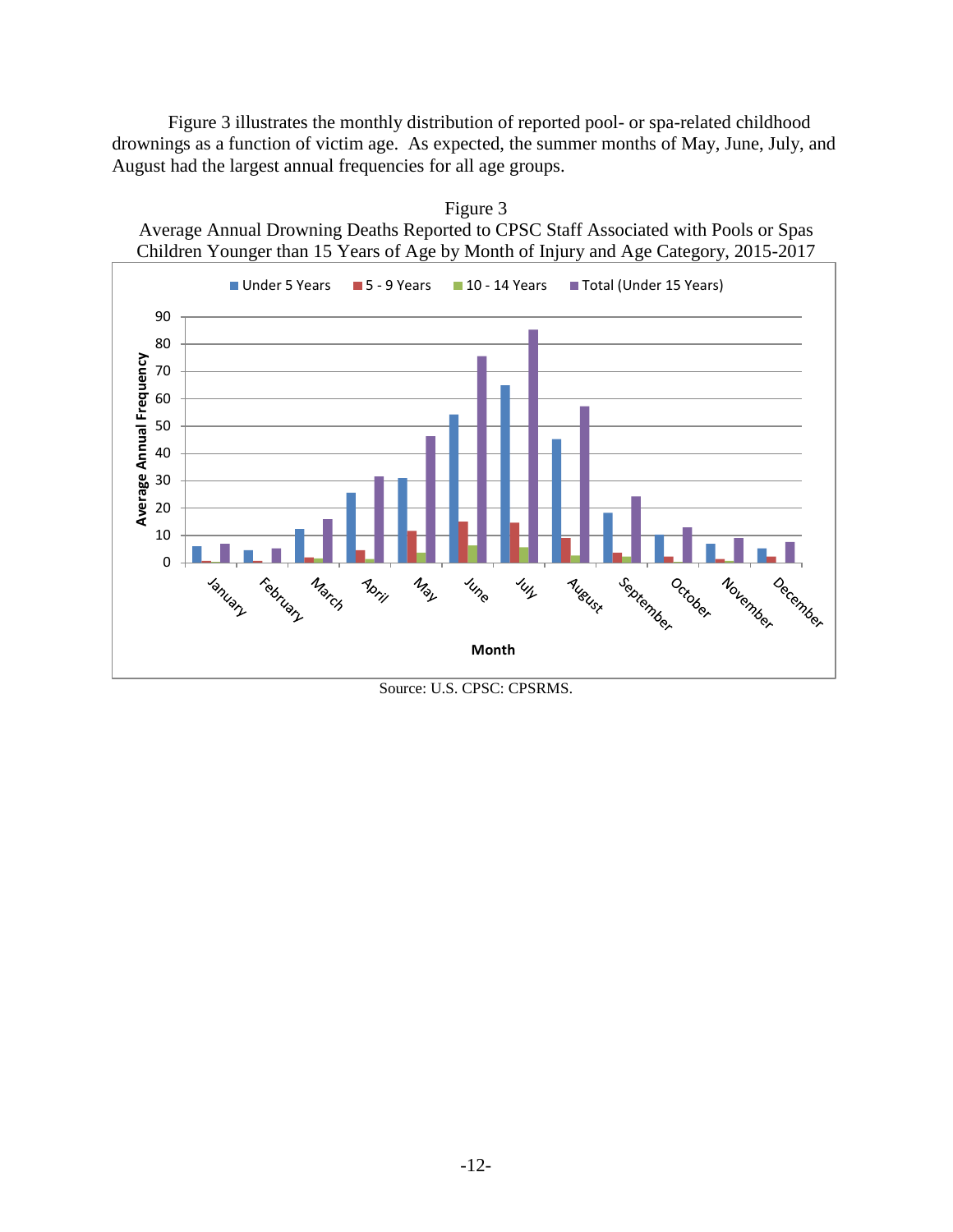Figure 3 illustrates the monthly distribution of reported pool- or spa-related childhood drownings as a function of victim age. As expected, the summer months of May, June, July, and August had the largest annual frequencies for all age groups.

Figure 3
Average Annual Drowning Deaths Reported to CPSC Staff Associated with Pools or Spas
Children Younger than 15 Years of Age by Month of Injury and Age Category, 2015-2017

Source: U.S. CPSC: CPSRMS.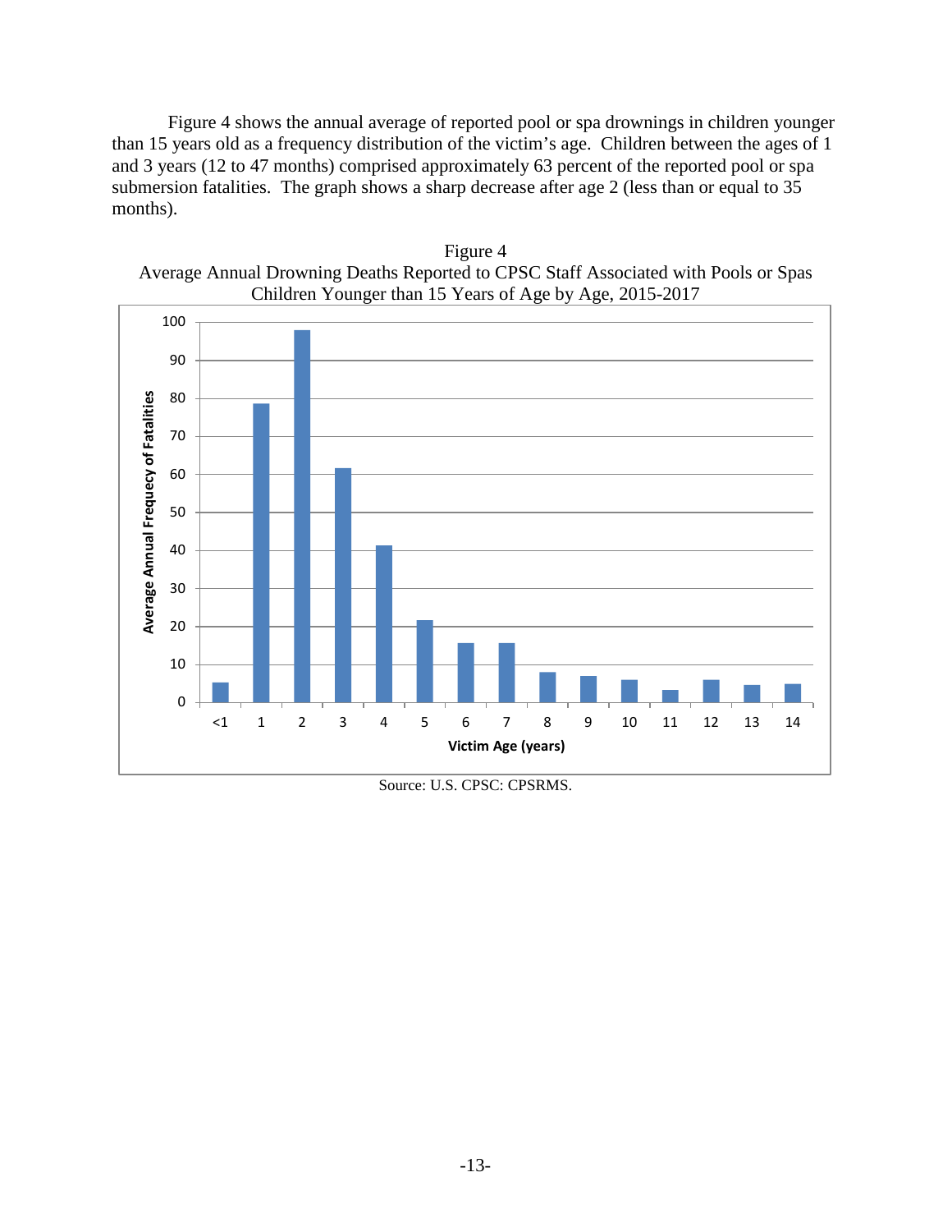Figure 4 shows the annual average of reported pool or spa drownings in children younger than 15 years old as a frequency distribution of the victim's age. Children between the ages of 1 and 3 years (12 to 47 months) comprised approximately 63 percent of the reported pool or spa submersion fatalities. The graph shows a sharp decrease after age 2 (less than or equal to 35 months).

Figure 4
Average Annual Drowning Deaths Reported to CPSC Staff Associated with Pools or Spas
Children Younger than 15 Years of Age by Age, 2015-2017

Source: U.S. CPSC: CPSRMS.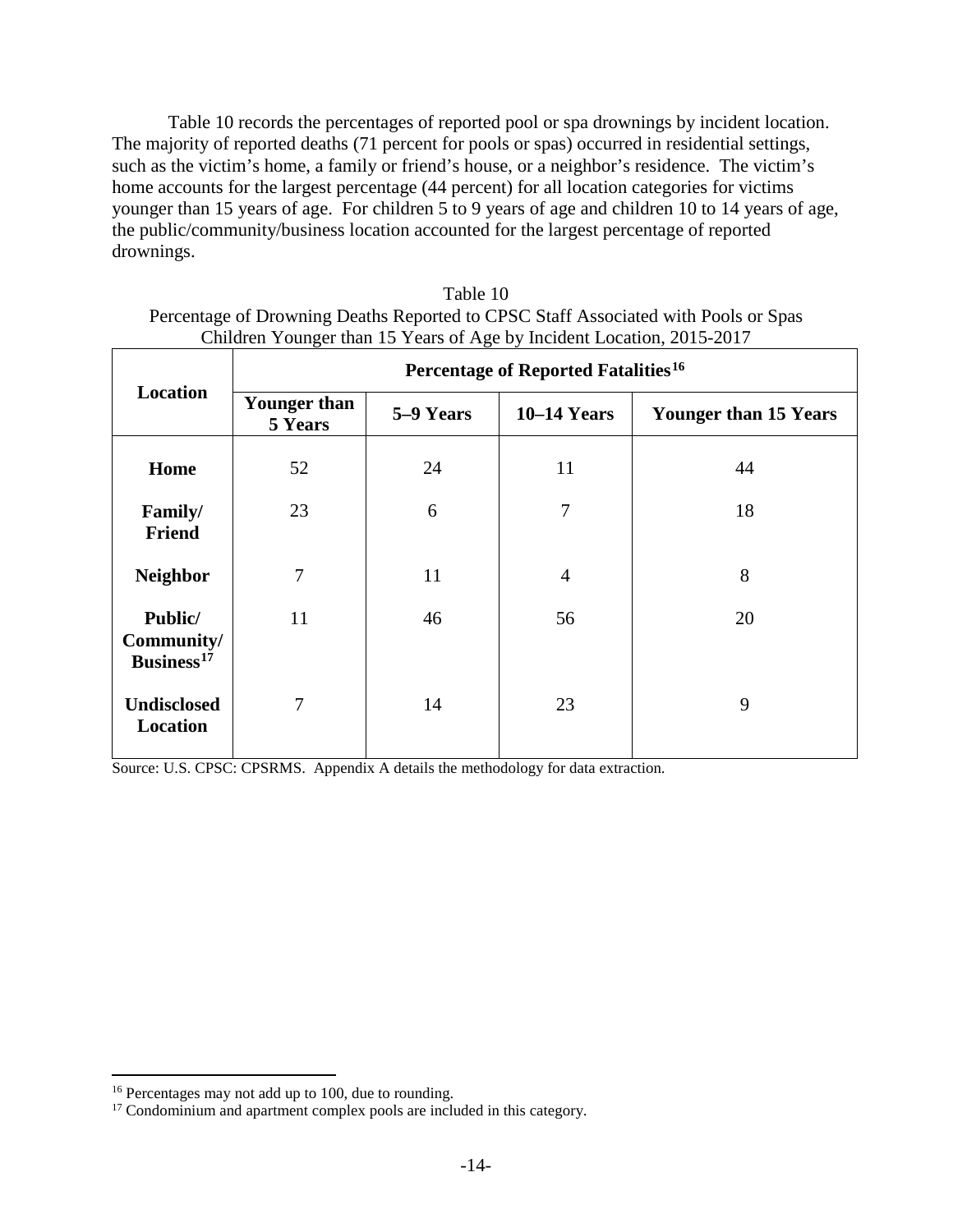Table 10 records the percentages of reported pool or spa drownings by incident location. The majority of reported deaths (71 percent for pools or spas) occurred in residential settings, such as the victim's home, a family or friend's house, or a neighbor's residence. The victim's home accounts for the largest percentage (44 percent) for all location categories for victims younger than 15 years of age. For children 5 to 9 years of age and children 10 to 14 years of age, the public/community/business location accounted for the largest percentage of reported drownings.

Table 10
Percentage of Drowning Deaths Reported to CPSC Staff Associated with Pools or Spas
Children Younger than 15 Years of Age by Incident Location, 2015-2017

| Location | Percentage of Reported Fatalities[16] | | | |
|---|---|---|---|---|
| | **Younger than 5 Years** | **5–9 Years** | **10–14 Years** | **Younger than 15 Years** |
| **Home** | 52 | 24 | 11 | 44 |
| **Family/ Friend** | 23 | 6 | 7 | 18 |
| **Neighbor** | 7 | 11 | 4 | 8 |
| **Public/ Community/ Business[17]** | 11 | 46 | 56 | 20 |
| **Undisclosed Location** | 7 | 14 | 23 | 9 |

Source: U.S. CPSC: CPSRMS. Appendix A details the methodology for data extraction.

[16] Percentages may not add up to 100, due to rounding.
[17] Condominium and apartment complex pools are included in this category.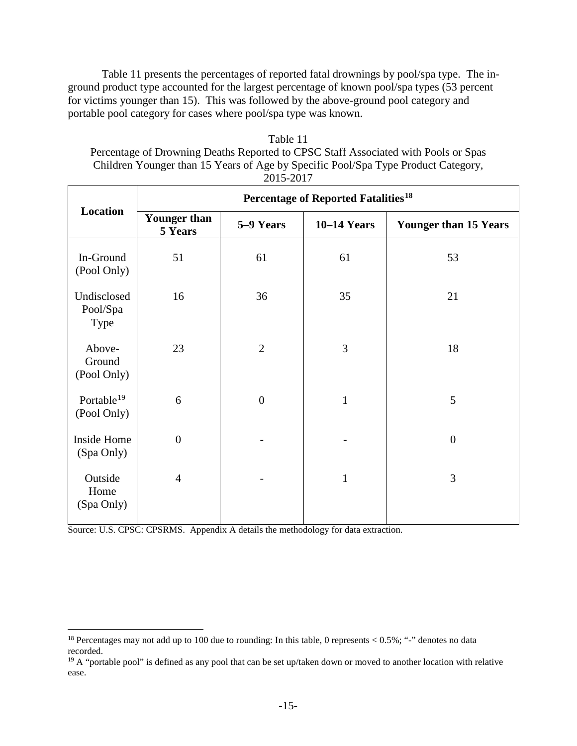Table 11 presents the percentages of reported fatal drownings by pool/spa type. The in-ground product type accounted for the largest percentage of known pool/spa types (53 percent for victims younger than 15). This was followed by the above-ground pool category and portable pool category for cases where pool/spa type was known.

Table 11
Percentage of Drowning Deaths Reported to CPSC Staff Associated with Pools or Spas Children Younger than 15 Years of Age by Specific Pool/Spa Type Product Category, 2015-2017

| Location | Percentage of Reported Fatalities[18] | | | |
|---|---|---|---|---|
| | **Younger than 5 Years** | **5–9 Years** | **10–14 Years** | **Younger than 15 Years** |
| In-Ground (Pool Only) | 51 | 61 | 61 | 53 |
| Undisclosed Pool/Spa Type | 16 | 36 | 35 | 21 |
| Above-Ground (Pool Only) | 23 | 2 | 3 | 18 |
| Portable[19] (Pool Only) | 6 | 0 | 1 | 5 |
| Inside Home (Spa Only) | 0 | - | - | 0 |
| Outside Home (Spa Only) | 4 | - | 1 | 3 |

Source: U.S. CPSC: CPSRMS. Appendix A details the methodology for data extraction.

[18] Percentages may not add up to 100 due to rounding: In this table, 0 represents < 0.5%; "-" denotes no data recorded.

[19] A "portable pool" is defined as any pool that can be set up/taken down or moved to another location with relative ease.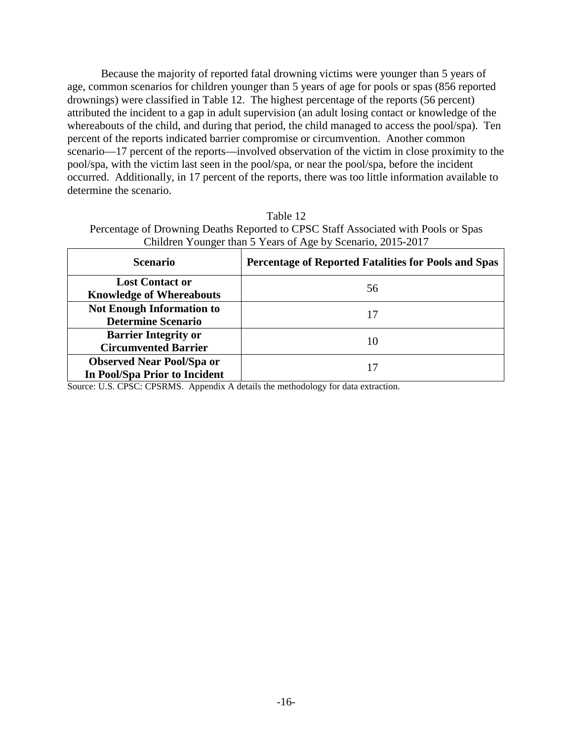Because the majority of reported fatal drowning victims were younger than 5 years of age, common scenarios for children younger than 5 years of age for pools or spas (856 reported drownings) were classified in Table 12. The highest percentage of the reports (56 percent) attributed the incident to a gap in adult supervision (an adult losing contact or knowledge of the whereabouts of the child, and during that period, the child managed to access the pool/spa). Ten percent of the reports indicated barrier compromise or circumvention. Another common scenario—17 percent of the reports—involved observation of the victim in close proximity to the pool/spa, with the victim last seen in the pool/spa, or near the pool/spa, before the incident occurred. Additionally, in 17 percent of the reports, there was too little information available to determine the scenario.

Table 12
Percentage of Drowning Deaths Reported to CPSC Staff Associated with Pools or Spas Children Younger than 5 Years of Age by Scenario, 2015-2017

| Scenario | Percentage of Reported Fatalities for Pools and Spas |
|---|---|
| **Lost Contact or Knowledge of Whereabouts** | 56 |
| **Not Enough Information to Determine Scenario** | 17 |
| **Barrier Integrity or Circumvented Barrier** | 10 |
| **Observed Near Pool/Spa or In Pool/Spa Prior to Incident** | 17 |

Source: U.S. CPSC: CPSRMS. Appendix A details the methodology for data extraction.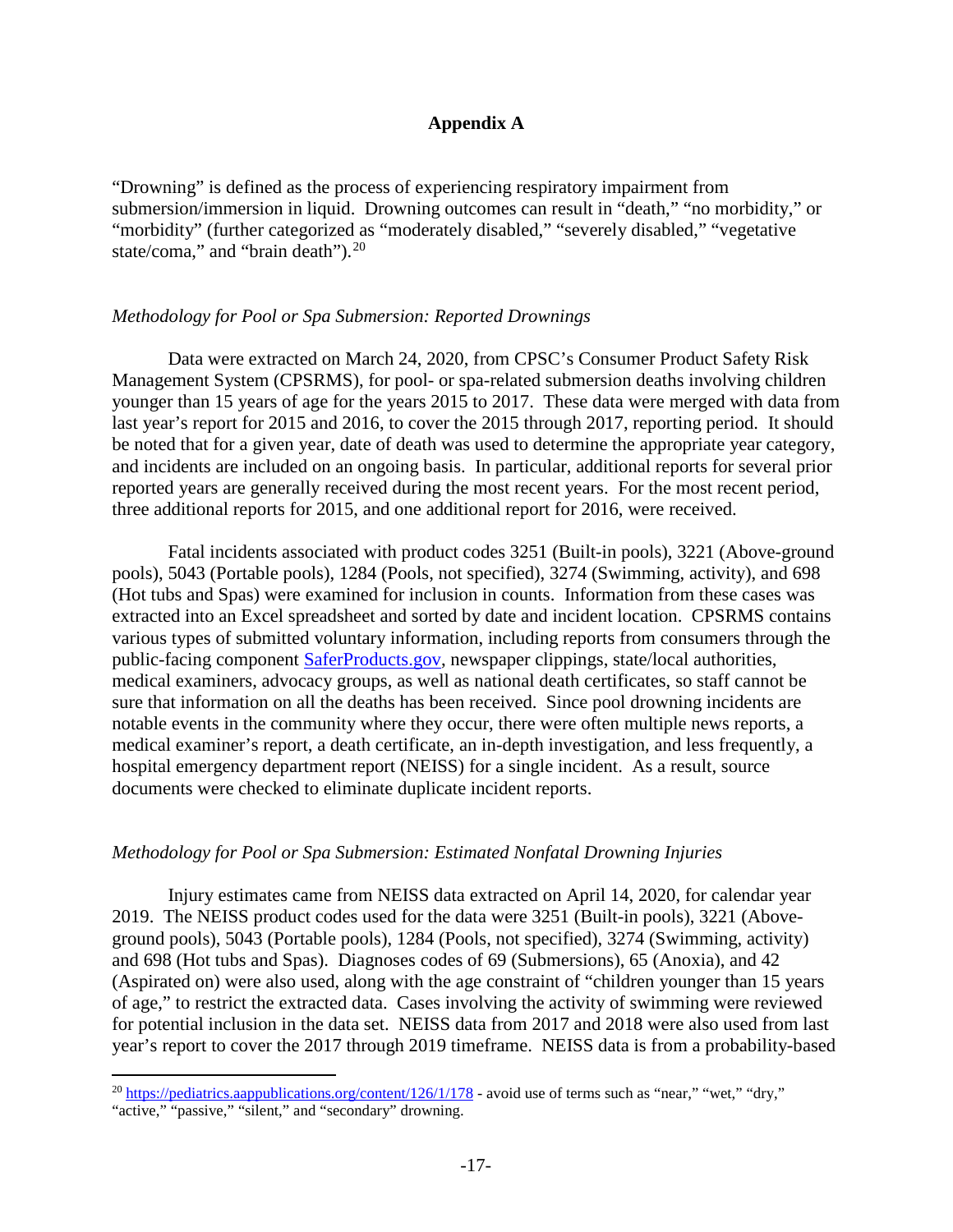# Appendix A

"Drowning" is defined as the process of experiencing respiratory impairment from submersion/immersion in liquid. Drowning outcomes can result in "death," "no morbidity," or "morbidity" (further categorized as "moderately disabled," "severely disabled," "vegetative state/coma," and "brain death").[20]

*Methodology for Pool or Spa Submersion: Reported Drownings*

Data were extracted on March 24, 2020, from CPSC's Consumer Product Safety Risk Management System (CPSRMS), for pool- or spa-related submersion deaths involving children younger than 15 years of age for the years 2015 to 2017. These data were merged with data from last year's report for 2015 and 2016, to cover the 2015 through 2017, reporting period. It should be noted that for a given year, date of death was used to determine the appropriate year category, and incidents are included on an ongoing basis. In particular, additional reports for several prior reported years are generally received during the most recent years. For the most recent period, three additional reports for 2015, and one additional report for 2016, were received.

Fatal incidents associated with product codes 3251 (Built-in pools), 3221 (Above-ground pools), 5043 (Portable pools), 1284 (Pools, not specified), 3274 (Swimming, activity), and 698 (Hot tubs and Spas) were examined for inclusion in counts. Information from these cases was extracted into an Excel spreadsheet and sorted by date and incident location. CPSRMS contains various types of submitted voluntary information, including reports from consumers through the public-facing component [SaferProducts.gov](SaferProducts.gov), newspaper clippings, state/local authorities, medical examiners, advocacy groups, as well as national death certificates, so staff cannot be sure that information on all the deaths has been received. Since pool drowning incidents are notable events in the community where they occur, there were often multiple news reports, a medical examiner's report, a death certificate, an in-depth investigation, and less frequently, a hospital emergency department report (NEISS) for a single incident. As a result, source documents were checked to eliminate duplicate incident reports.

*Methodology for Pool or Spa Submersion: Estimated Nonfatal Drowning Injuries*

Injury estimates came from NEISS data extracted on April 14, 2020, for calendar year 2019. The NEISS product codes used for the data were 3251 (Built-in pools), 3221 (Above-ground pools), 5043 (Portable pools), 1284 (Pools, not specified), 3274 (Swimming, activity) and 698 (Hot tubs and Spas). Diagnoses codes of 69 (Submersions), 65 (Anoxia), and 42 (Aspirated on) were also used, along with the age constraint of "children younger than 15 years of age," to restrict the extracted data. Cases involving the activity of swimming were reviewed for potential inclusion in the data set. NEISS data from 2017 and 2018 were also used from last year's report to cover the 2017 through 2019 timeframe. NEISS data is from a probability-based

---

[20] https://pediatrics.aappublications.org/content/126/1/178 - avoid use of terms such as "near," "wet," "dry," "active," "passive," "silent," and "secondary" drowning.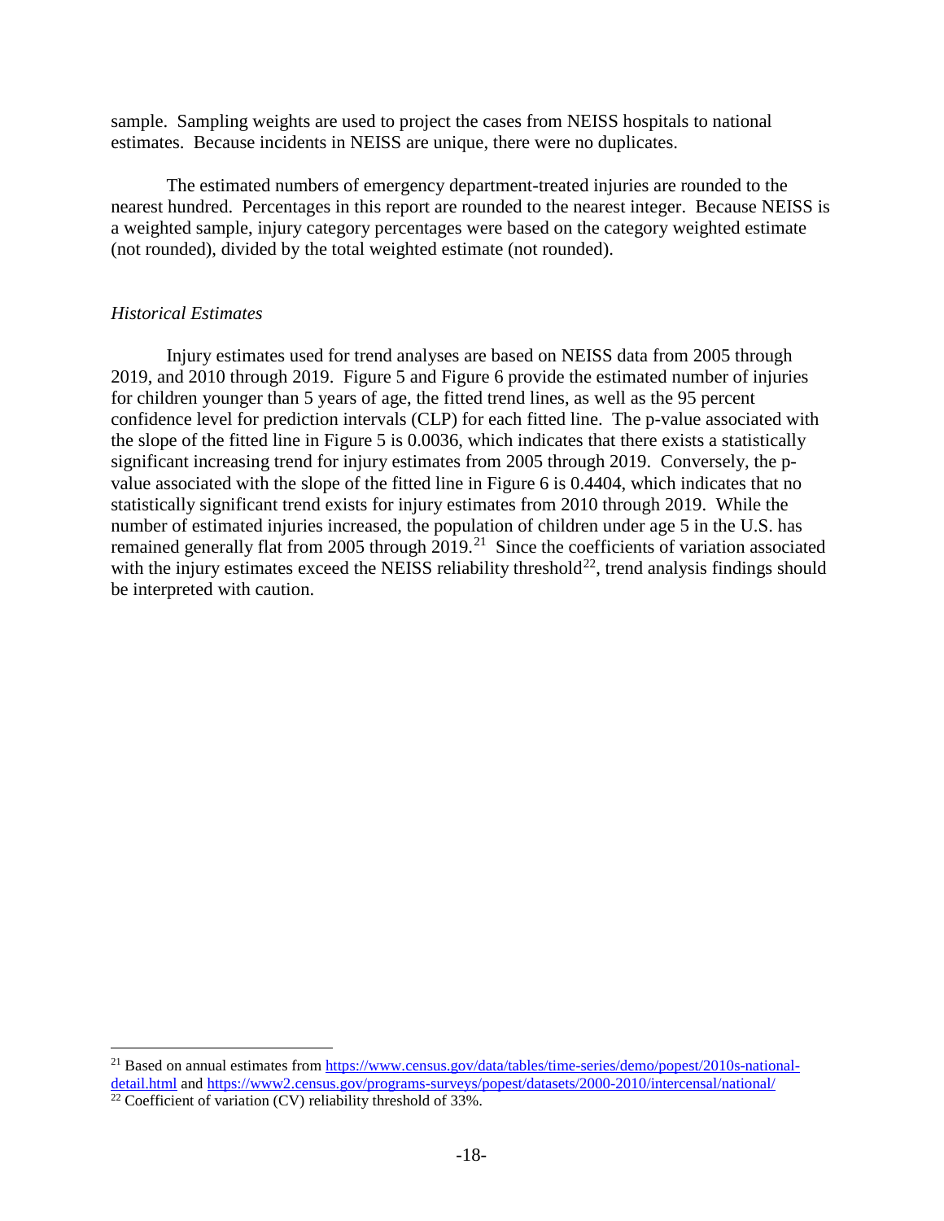sample. Sampling weights are used to project the cases from NEISS hospitals to national estimates. Because incidents in NEISS are unique, there were no duplicates.

The estimated numbers of emergency department-treated injuries are rounded to the nearest hundred. Percentages in this report are rounded to the nearest integer. Because NEISS is a weighted sample, injury category percentages were based on the category weighted estimate (not rounded), divided by the total weighted estimate (not rounded).

*Historical Estimates*

Injury estimates used for trend analyses are based on NEISS data from 2005 through 2019, and 2010 through 2019. Figure 5 and Figure 6 provide the estimated number of injuries for children younger than 5 years of age, the fitted trend lines, as well as the 95 percent confidence level for prediction intervals (CLP) for each fitted line. The p-value associated with the slope of the fitted line in Figure 5 is 0.0036, which indicates that there exists a statistically significant increasing trend for injury estimates from 2005 through 2019. Conversely, the p-value associated with the slope of the fitted line in Figure 6 is 0.4404, which indicates that no statistically significant trend exists for injury estimates from 2010 through 2019. While the number of estimated injuries increased, the population of children under age 5 in the U.S. has remained generally flat from 2005 through 2019.[21] Since the coefficients of variation associated with the injury estimates exceed the NEISS reliability threshold[22], trend analysis findings should be interpreted with caution.

---

[21] Based on annual estimates from https://www.census.gov/data/tables/time-series/demo/popest/2010s-national-detail.html and https://www2.census.gov/programs-surveys/popest/datasets/2000-2010/intercensal/national/

[22] Coefficient of variation (CV) reliability threshold of 33%.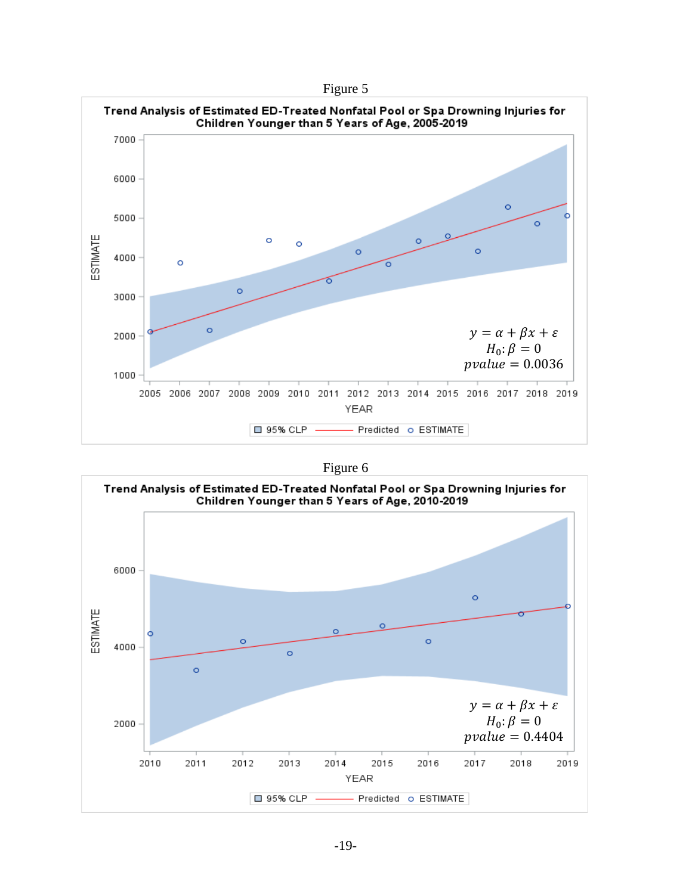Figure 5

**Trend Analysis of Estimated ED-Treated Nonfatal Pool or Spa Drowning Injuries for Children Younger than 5 Years of Age, 2005-2019**

ESTIMATE

7000
6000
5000
4000
3000
2000
1000

2005 2006 2007 2008 2009 2010 2011 2012 2013 2014 2015 2016 2017 2018 2019

YEAR

$$y = \alpha + \beta x + \varepsilon$$
$$H_0: \beta = 0$$
$$pvalue = 0.0036$$

95% CLP — Predicted — ESTIMATE

Figure 6

**Trend Analysis of Estimated ED-Treated Nonfatal Pool or Spa Drowning Injuries for Children Younger than 5 Years of Age, 2010-2019**

ESTIMATE

6000
4000
2000

2010 2011 2012 2013 2014 2015 2016 2017 2018 2019

YEAR

$$y = \alpha + \beta x + \varepsilon$$
$$H_0: \beta = 0$$
$$pvalue = 0.4404$$

95% CLP — Predicted — ESTIMATE